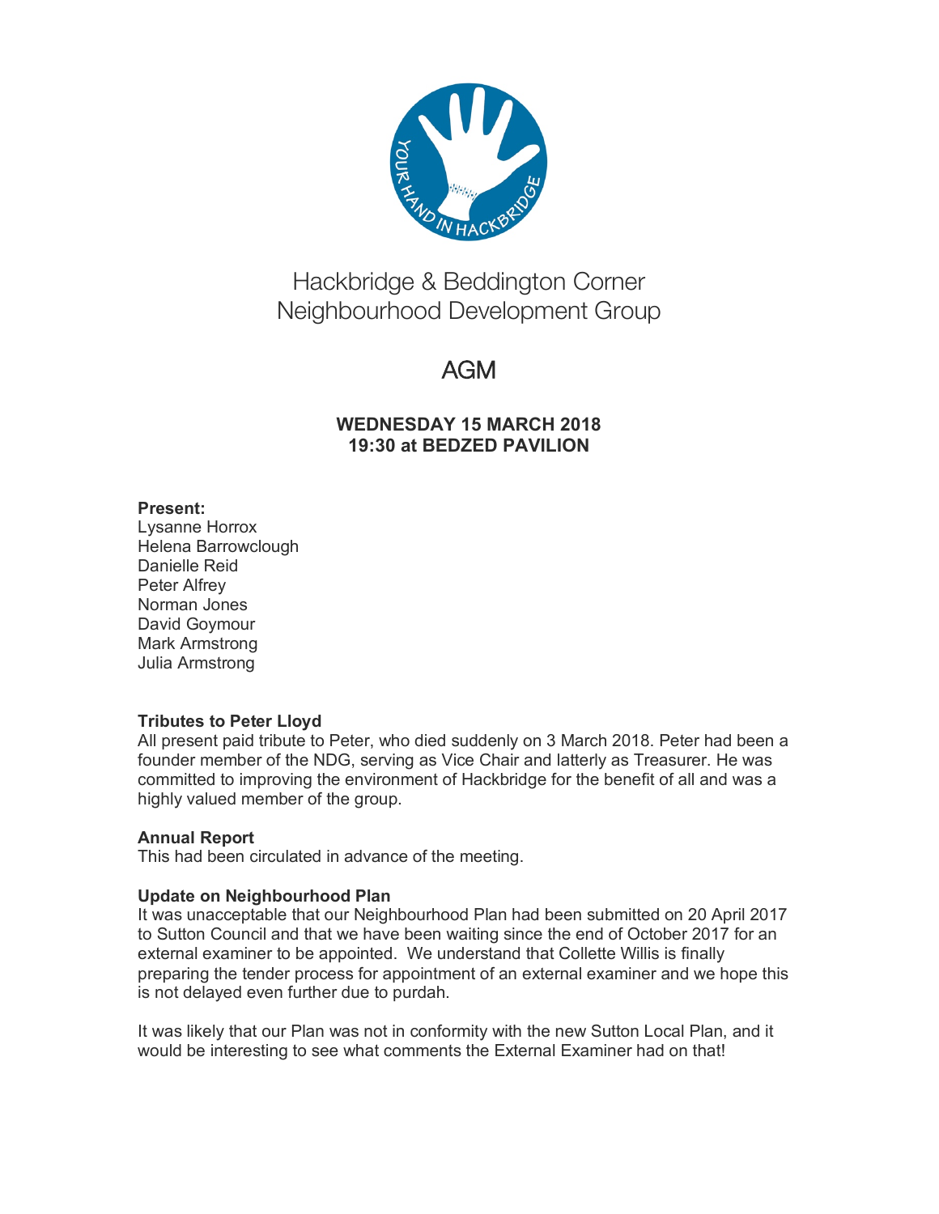# Hackbridge & Beddington Corner Neighbourhood Development Group

## AGM

**WEDNESDAY 15 MARCH 2018**
**19:30 at BEDZED PAVILION**

**Present:**
Lysanne Horrox
Helena Barrowclough
Danielle Reid
Peter Alfrey
Norman Jones
David Goymour
Mark Armstrong
Julia Armstrong

**Tributes to Peter Lloyd**
All present paid tribute to Peter, who died suddenly on 3 March 2018. Peter had been a founder member of the NDG, serving as Vice Chair and latterly as Treasurer. He was committed to improving the environment of Hackbridge for the benefit of all and was a highly valued member of the group.

**Annual Report**
This had been circulated in advance of the meeting.

**Update on Neighbourhood Plan**
It was unacceptable that our Neighbourhood Plan had been submitted on 20 April 2017 to Sutton Council and that we have been waiting since the end of October 2017 for an external examiner to be appointed. We understand that Collette Willis is finally preparing the tender process for appointment of an external examiner and we hope this is not delayed even further due to purdah.

It was likely that our Plan was not in conformity with the new Sutton Local Plan, and it would be interesting to see what comments the External Examiner had on that!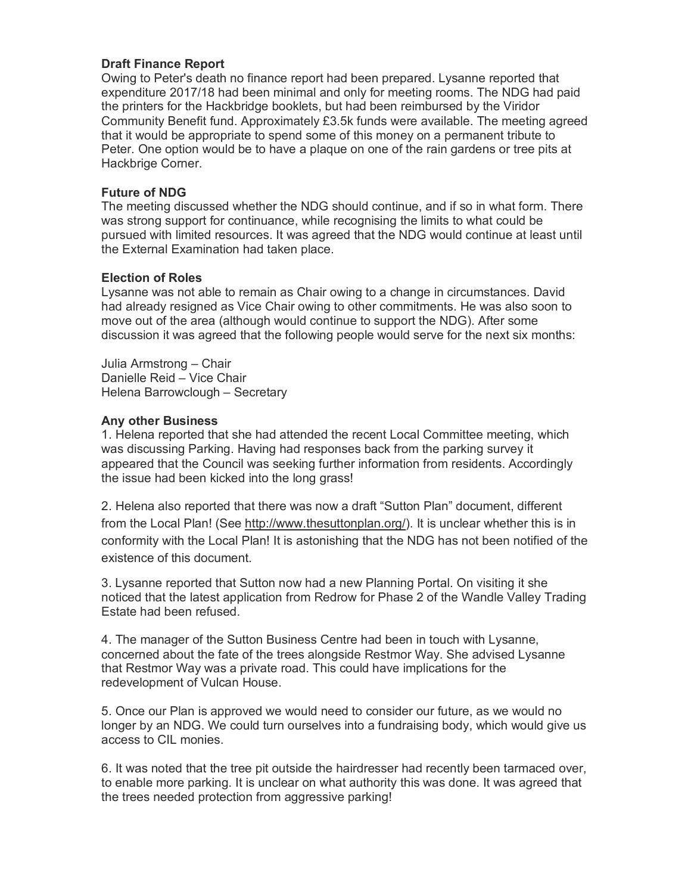**Draft Finance Report**
Owing to Peter's death no finance report had been prepared. Lysanne reported that expenditure 2017/18 had been minimal and only for meeting rooms. The NDG had paid the printers for the Hackbridge booklets, but had been reimbursed by the Viridor Community Benefit fund. Approximately £3.5k funds were available. The meeting agreed that it would be appropriate to spend some of this money on a permanent tribute to Peter. One option would be to have a plaque on one of the rain gardens or tree pits at Hackbrige Corner.

**Future of NDG**
The meeting discussed whether the NDG should continue, and if so in what form. There was strong support for continuance, while recognising the limits to what could be pursued with limited resources. It was agreed that the NDG would continue at least until the External Examination had taken place.

**Election of Roles**
Lysanne was not able to remain as Chair owing to a change in circumstances. David had already resigned as Vice Chair owing to other commitments. He was also soon to move out of the area (although would continue to support the NDG). After some discussion it was agreed that the following people would serve for the next six months:

Julia Armstrong – Chair
Danielle Reid – Vice Chair
Helena Barrowclough – Secretary

**Any other Business**
1. Helena reported that she had attended the recent Local Committee meeting, which was discussing Parking. Having had responses back from the parking survey it appeared that the Council was seeking further information from residents. Accordingly the issue had been kicked into the long grass!

2. Helena also reported that there was now a draft "Sutton Plan" document, different from the Local Plan! (See http://www.thesuttonplan.org/). It is unclear whether this is in conformity with the Local Plan! It is astonishing that the NDG has not been notified of the existence of this document.

3. Lysanne reported that Sutton now had a new Planning Portal. On visiting it she noticed that the latest application from Redrow for Phase 2 of the Wandle Valley Trading Estate had been refused.

4. The manager of the Sutton Business Centre had been in touch with Lysanne, concerned about the fate of the trees alongside Restmor Way. She advised Lysanne that Restmor Way was a private road. This could have implications for the redevelopment of Vulcan House.

5. Once our Plan is approved we would need to consider our future, as we would no longer by an NDG. We could turn ourselves into a fundraising body, which would give us access to CIL monies.

6. It was noted that the tree pit outside the hairdresser had recently been tarmaced over, to enable more parking. It is unclear on what authority this was done. It was agreed that the trees needed protection from aggressive parking!